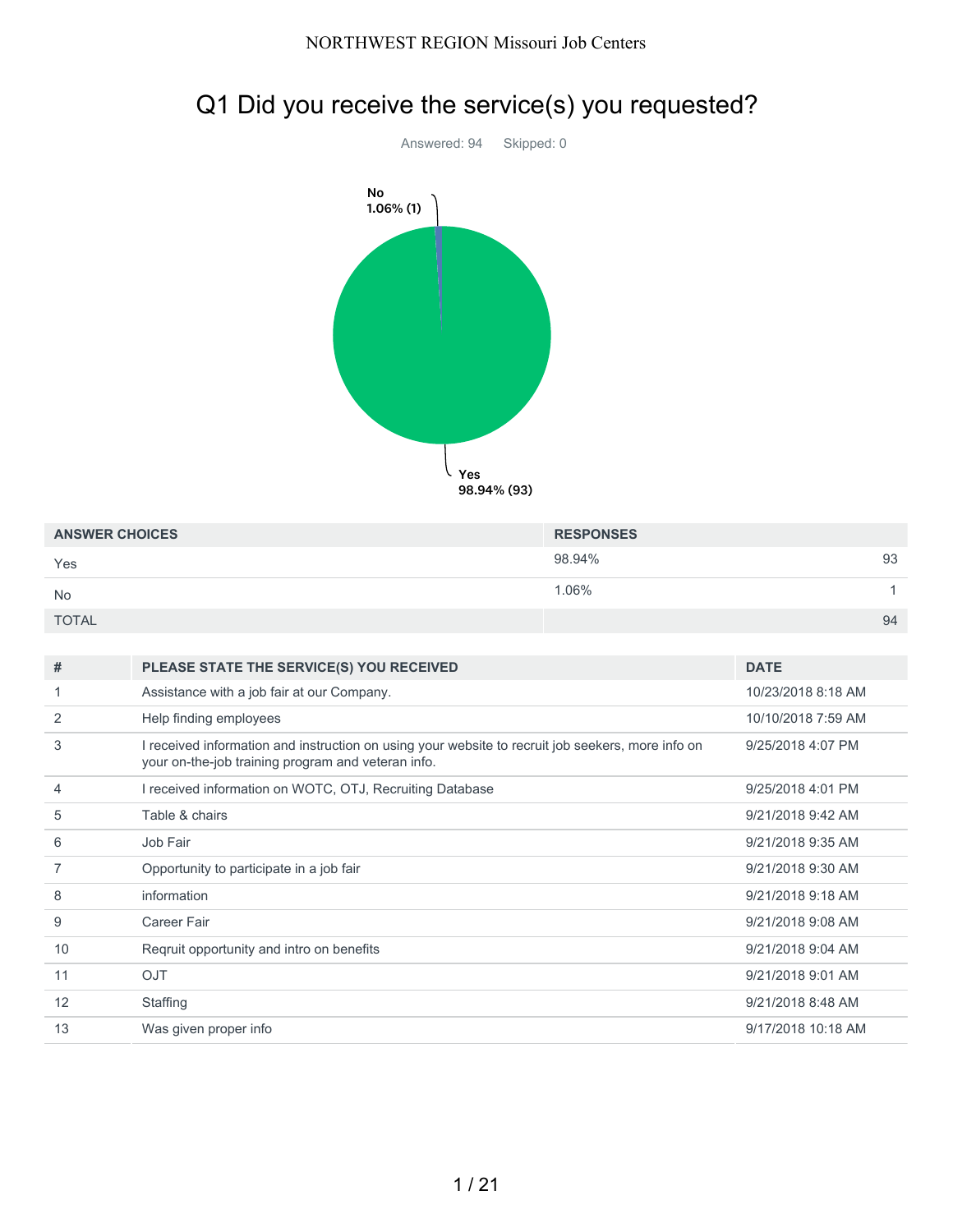# Q1 Did you receive the service(s) you requested?

Answered: 94 Skipped: 0

No 1.06% (1)

Yes 98.94% (93)

| ANSWER CHOICES | RESPONSES | |
|---|---|---|
| Yes | 98.94% | 93 |
| No | 1.06% | 1 |
| TOTAL | | 94 |

| # | PLEASE STATE THE SERVICE(S) YOU RECEIVED | DATE |
|---|---|---|
| 1 | Assistance with a job fair at our Company. | 10/23/2018 8:18 AM |
| 2 | Help finding employees | 10/10/2018 7:59 AM |
| 3 | I received information and instruction on using your website to recruit job seekers, more info on your on-the-job training program and veteran info. | 9/25/2018 4:07 PM |
| 4 | I received information on WOTC, OTJ, Recruiting Database | 9/25/2018 4:01 PM |
| 5 | Table & chairs | 9/21/2018 9:42 AM |
| 6 | Job Fair | 9/21/2018 9:35 AM |
| 7 | Opportunity to participate in a job fair | 9/21/2018 9:30 AM |
| 8 | information | 9/21/2018 9:18 AM |
| 9 | Career Fair | 9/21/2018 9:08 AM |
| 10 | Reqruit opportunity and intro on benefits | 9/21/2018 9:04 AM |
| 11 | OJT | 9/21/2018 9:01 AM |
| 12 | Staffing | 9/21/2018 8:48 AM |
| 13 | Was given proper info | 9/17/2018 10:18 AM |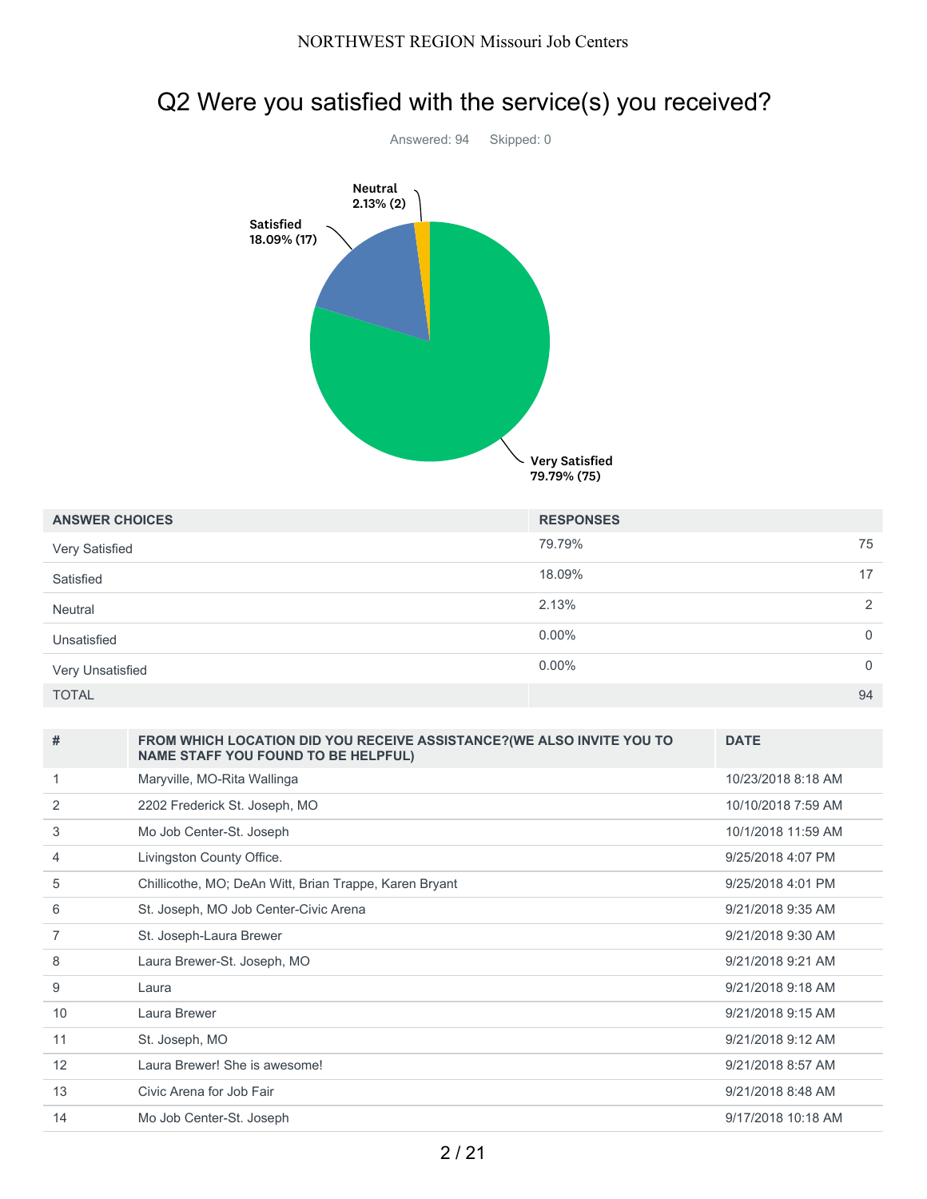# Q2 Were you satisfied with the service(s) you received?

Answered: 94 Skipped: 0

| ANSWER CHOICES | RESPONSES | |
|---|---|---|
| Very Satisfied | 79.79% | 75 |
| Satisfied | 18.09% | 17 |
| Neutral | 2.13% | 2 |
| Unsatisfied | 0.00% | 0 |
| Very Unsatisfied | 0.00% | 0 |
| TOTAL | | 94 |

| # | FROM WHICH LOCATION DID YOU RECEIVE ASSISTANCE?(WE ALSO INVITE YOU TO NAME STAFF YOU FOUND TO BE HELPFUL) | DATE |
|---|---|---|
| 1 | Maryville, MO-Rita Wallinga | 10/23/2018 8:18 AM |
| 2 | 2202 Frederick St. Joseph, MO | 10/10/2018 7:59 AM |
| 3 | Mo Job Center-St. Joseph | 10/1/2018 11:59 AM |
| 4 | Livingston County Office. | 9/25/2018 4:07 PM |
| 5 | Chillicothe, MO; DeAn Witt, Brian Trappe, Karen Bryant | 9/25/2018 4:01 PM |
| 6 | St. Joseph, MO Job Center-Civic Arena | 9/21/2018 9:35 AM |
| 7 | St. Joseph-Laura Brewer | 9/21/2018 9:30 AM |
| 8 | Laura Brewer-St. Joseph, MO | 9/21/2018 9:21 AM |
| 9 | Laura | 9/21/2018 9:18 AM |
| 10 | Laura Brewer | 9/21/2018 9:15 AM |
| 11 | St. Joseph, MO | 9/21/2018 9:12 AM |
| 12 | Laura Brewer! She is awesome! | 9/21/2018 8:57 AM |
| 13 | Civic Arena for Job Fair | 9/21/2018 8:48 AM |
| 14 | Mo Job Center-St. Joseph | 9/17/2018 10:18 AM |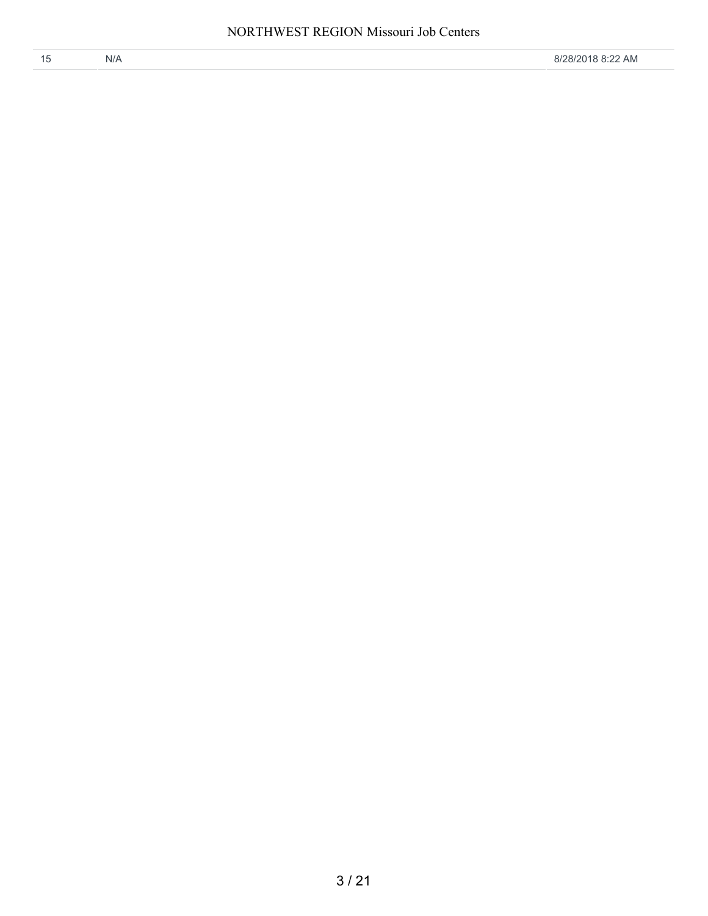| 15 | N/A | 8/28/2018 8:22 AM |
|---|---|---|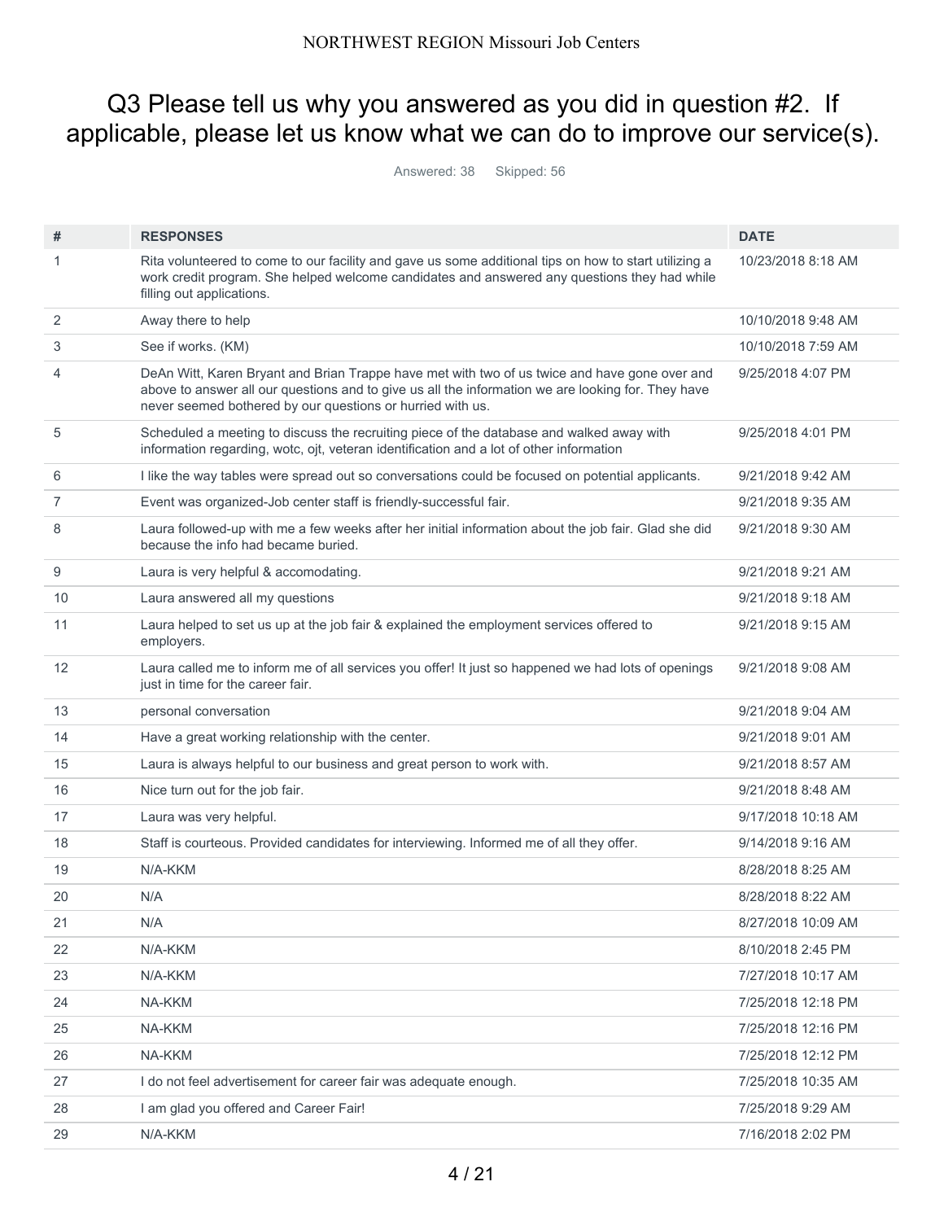# Q3 Please tell us why you answered as you did in question #2. If applicable, please let us know what we can do to improve our service(s).

Answered: 38 Skipped: 56

| # | RESPONSES | DATE |
|---|---|---|
| 1 | Rita volunteered to come to our facility and gave us some additional tips on how to start utilizing a work credit program. She helped welcome candidates and answered any questions they had while filling out applications. | 10/23/2018 8:18 AM |
| 2 | Away there to help | 10/10/2018 9:48 AM |
| 3 | See if works. (KM) | 10/10/2018 7:59 AM |
| 4 | DeAn Witt, Karen Bryant and Brian Trappe have met with two of us twice and have gone over and above to answer all our questions and to give us all the information we are looking for. They have never seemed bothered by our questions or hurried with us. | 9/25/2018 4:07 PM |
| 5 | Scheduled a meeting to discuss the recruiting piece of the database and walked away with information regarding, wotc, ojt, veteran identification and a lot of other information | 9/25/2018 4:01 PM |
| 6 | I like the way tables were spread out so conversations could be focused on potential applicants. | 9/21/2018 9:42 AM |
| 7 | Event was organized-Job center staff is friendly-successful fair. | 9/21/2018 9:35 AM |
| 8 | Laura followed-up with me a few weeks after her initial information about the job fair. Glad she did because the info had became buried. | 9/21/2018 9:30 AM |
| 9 | Laura is very helpful & accomodating. | 9/21/2018 9:21 AM |
| 10 | Laura answered all my questions | 9/21/2018 9:18 AM |
| 11 | Laura helped to set us up at the job fair & explained the employment services offered to employers. | 9/21/2018 9:15 AM |
| 12 | Laura called me to inform me of all services you offer! It just so happened we had lots of openings just in time for the career fair. | 9/21/2018 9:08 AM |
| 13 | personal conversation | 9/21/2018 9:04 AM |
| 14 | Have a great working relationship with the center. | 9/21/2018 9:01 AM |
| 15 | Laura is always helpful to our business and great person to work with. | 9/21/2018 8:57 AM |
| 16 | Nice turn out for the job fair. | 9/21/2018 8:48 AM |
| 17 | Laura was very helpful. | 9/17/2018 10:18 AM |
| 18 | Staff is courteous. Provided candidates for interviewing. Informed me of all they offer. | 9/14/2018 9:16 AM |
| 19 | N/A-KKM | 8/28/2018 8:25 AM |
| 20 | N/A | 8/28/2018 8:22 AM |
| 21 | N/A | 8/27/2018 10:09 AM |
| 22 | N/A-KKM | 8/10/2018 2:45 PM |
| 23 | N/A-KKM | 7/27/2018 10:17 AM |
| 24 | NA-KKM | 7/25/2018 12:18 PM |
| 25 | NA-KKM | 7/25/2018 12:16 PM |
| 26 | NA-KKM | 7/25/2018 12:12 PM |
| 27 | I do not feel advertisement for career fair was adequate enough. | 7/25/2018 10:35 AM |
| 28 | I am glad you offered and Career Fair! | 7/25/2018 9:29 AM |
| 29 | N/A-KKM | 7/16/2018 2:02 PM |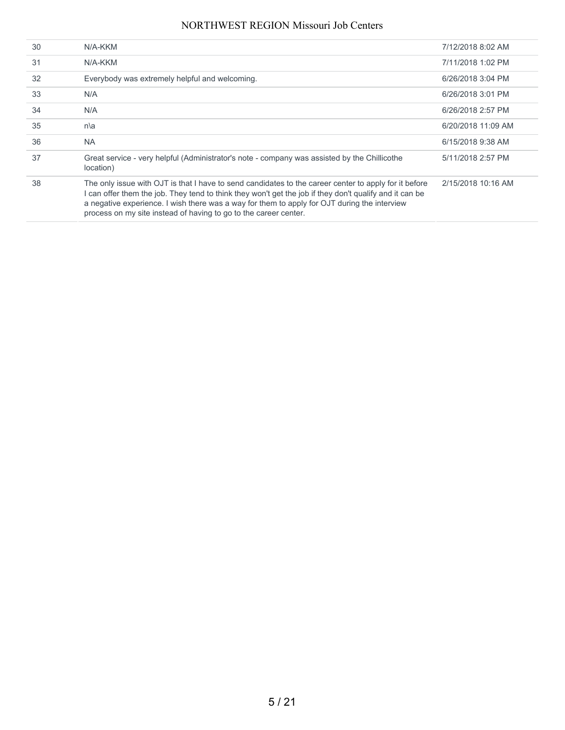| | | |
|---|---|---|
| 30 | N/A-KKM | 7/12/2018 8:02 AM |
| 31 | N/A-KKM | 7/11/2018 1:02 PM |
| 32 | Everybody was extremely helpful and welcoming. | 6/26/2018 3:04 PM |
| 33 | N/A | 6/26/2018 3:01 PM |
| 34 | N/A | 6/26/2018 2:57 PM |
| 35 | n\a | 6/20/2018 11:09 AM |
| 36 | NA | 6/15/2018 9:38 AM |
| 37 | Great service - very helpful (Administrator's note - company was assisted by the Chillicothe location) | 5/11/2018 2:57 PM |
| 38 | The only issue with OJT is that I have to send candidates to the career center to apply for it before I can offer them the job. They tend to think they won't get the job if they don't qualify and it can be a negative experience. I wish there was a way for them to apply for OJT during the interview process on my site instead of having to go to the career center. | 2/15/2018 10:16 AM |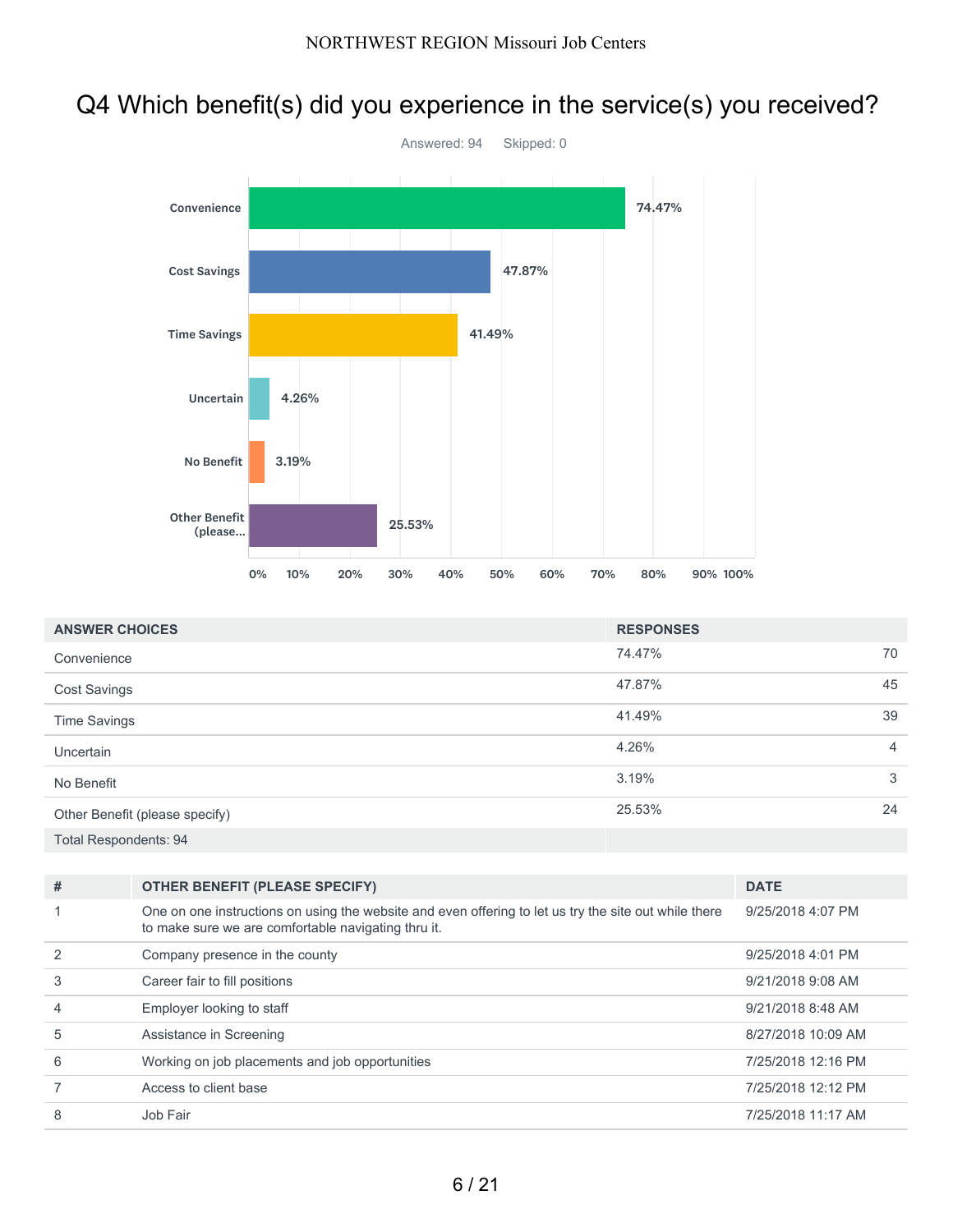# Q4 Which benefit(s) did you experience in the service(s) you received?

Answered: 94    Skipped: 0

| ANSWER CHOICES | RESPONSES | |
|---|---|---|
| Convenience | 74.47% | 70 |
| Cost Savings | 47.87% | 45 |
| Time Savings | 41.49% | 39 |
| Uncertain | 4.26% | 4 |
| No Benefit | 3.19% | 3 |
| Other Benefit (please specify) | 25.53% | 24 |
| Total Respondents: 94 | | |

| # | OTHER BENEFIT (PLEASE SPECIFY) | DATE |
|---|---|---|
| 1 | One on one instructions on using the website and even offering to let us try the site out while there to make sure we are comfortable navigating thru it. | 9/25/2018 4:07 PM |
| 2 | Company presence in the county | 9/25/2018 4:01 PM |
| 3 | Career fair to fill positions | 9/21/2018 9:08 AM |
| 4 | Employer looking to staff | 9/21/2018 8:48 AM |
| 5 | Assistance in Screening | 8/27/2018 10:09 AM |
| 6 | Working on job placements and job opportunities | 7/25/2018 12:16 PM |
| 7 | Access to client base | 7/25/2018 12:12 PM |
| 8 | Job Fair | 7/25/2018 11:17 AM |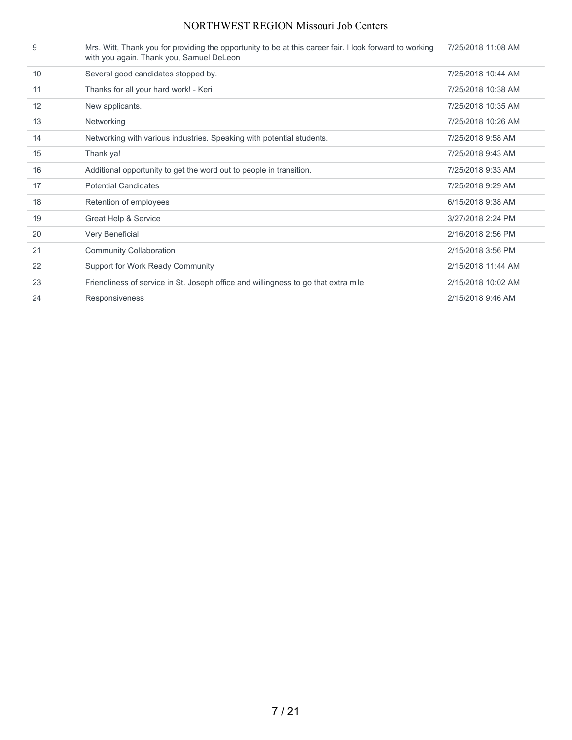| | | |
|---|---|---|
| 9 | Mrs. Witt, Thank you for providing the opportunity to be at this career fair. I look forward to working with you again. Thank you, Samuel DeLeon | 7/25/2018 11:08 AM |
| 10 | Several good candidates stopped by. | 7/25/2018 10:44 AM |
| 11 | Thanks for all your hard work! - Keri | 7/25/2018 10:38 AM |
| 12 | New applicants. | 7/25/2018 10:35 AM |
| 13 | Networking | 7/25/2018 10:26 AM |
| 14 | Networking with various industries. Speaking with potential students. | 7/25/2018 9:58 AM |
| 15 | Thank ya! | 7/25/2018 9:43 AM |
| 16 | Additional opportunity to get the word out to people in transition. | 7/25/2018 9:33 AM |
| 17 | Potential Candidates | 7/25/2018 9:29 AM |
| 18 | Retention of employees | 6/15/2018 9:38 AM |
| 19 | Great Help & Service | 3/27/2018 2:24 PM |
| 20 | Very Beneficial | 2/16/2018 2:56 PM |
| 21 | Community Collaboration | 2/15/2018 3:56 PM |
| 22 | Support for Work Ready Community | 2/15/2018 11:44 AM |
| 23 | Friendliness of service in St. Joseph office and willingness to go that extra mile | 2/15/2018 10:02 AM |
| 24 | Responsiveness | 2/15/2018 9:46 AM |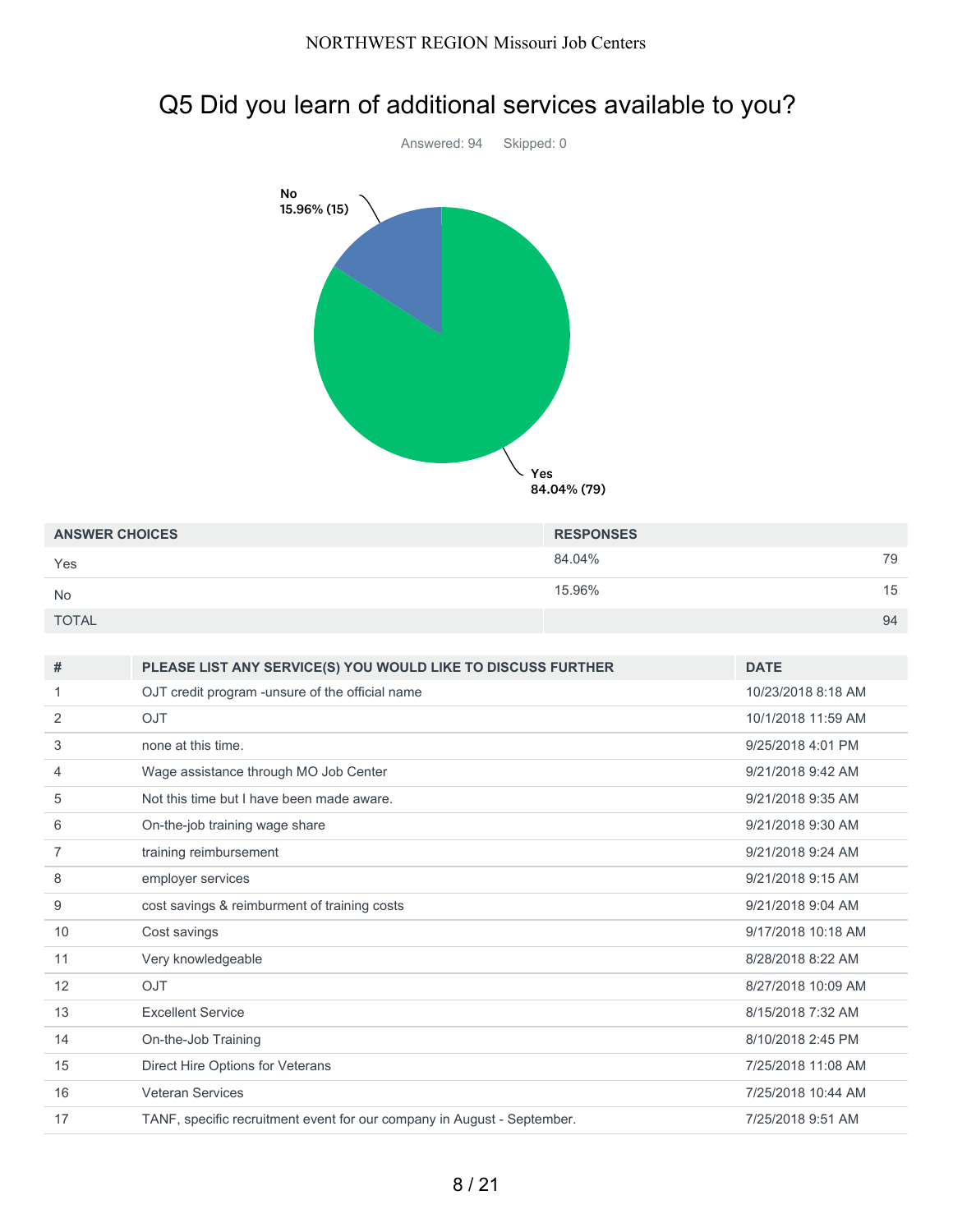# Q5 Did you learn of additional services available to you?

Answered: 94 Skipped: 0

| ANSWER CHOICES | RESPONSES | |
|---|---|---|
| Yes | 84.04% | 79 |
| No | 15.96% | 15 |
| TOTAL | | 94 |

| # | PLEASE LIST ANY SERVICE(S) YOU WOULD LIKE TO DISCUSS FURTHER | DATE |
|---|---|---|
| 1 | OJT credit program -unsure of the official name | 10/23/2018 8:18 AM |
| 2 | OJT | 10/1/2018 11:59 AM |
| 3 | none at this time. | 9/25/2018 4:01 PM |
| 4 | Wage assistance through MO Job Center | 9/21/2018 9:42 AM |
| 5 | Not this time but I have been made aware. | 9/21/2018 9:35 AM |
| 6 | On-the-job training wage share | 9/21/2018 9:30 AM |
| 7 | training reimbursement | 9/21/2018 9:24 AM |
| 8 | employer services | 9/21/2018 9:15 AM |
| 9 | cost savings & reimburment of training costs | 9/21/2018 9:04 AM |
| 10 | Cost savings | 9/17/2018 10:18 AM |
| 11 | Very knowledgeable | 8/28/2018 8:22 AM |
| 12 | OJT | 8/27/2018 10:09 AM |
| 13 | Excellent Service | 8/15/2018 7:32 AM |
| 14 | On-the-Job Training | 8/10/2018 2:45 PM |
| 15 | Direct Hire Options for Veterans | 7/25/2018 11:08 AM |
| 16 | Veteran Services | 7/25/2018 10:44 AM |
| 17 | TANF, specific recruitment event for our company in August - September. | 7/25/2018 9:51 AM |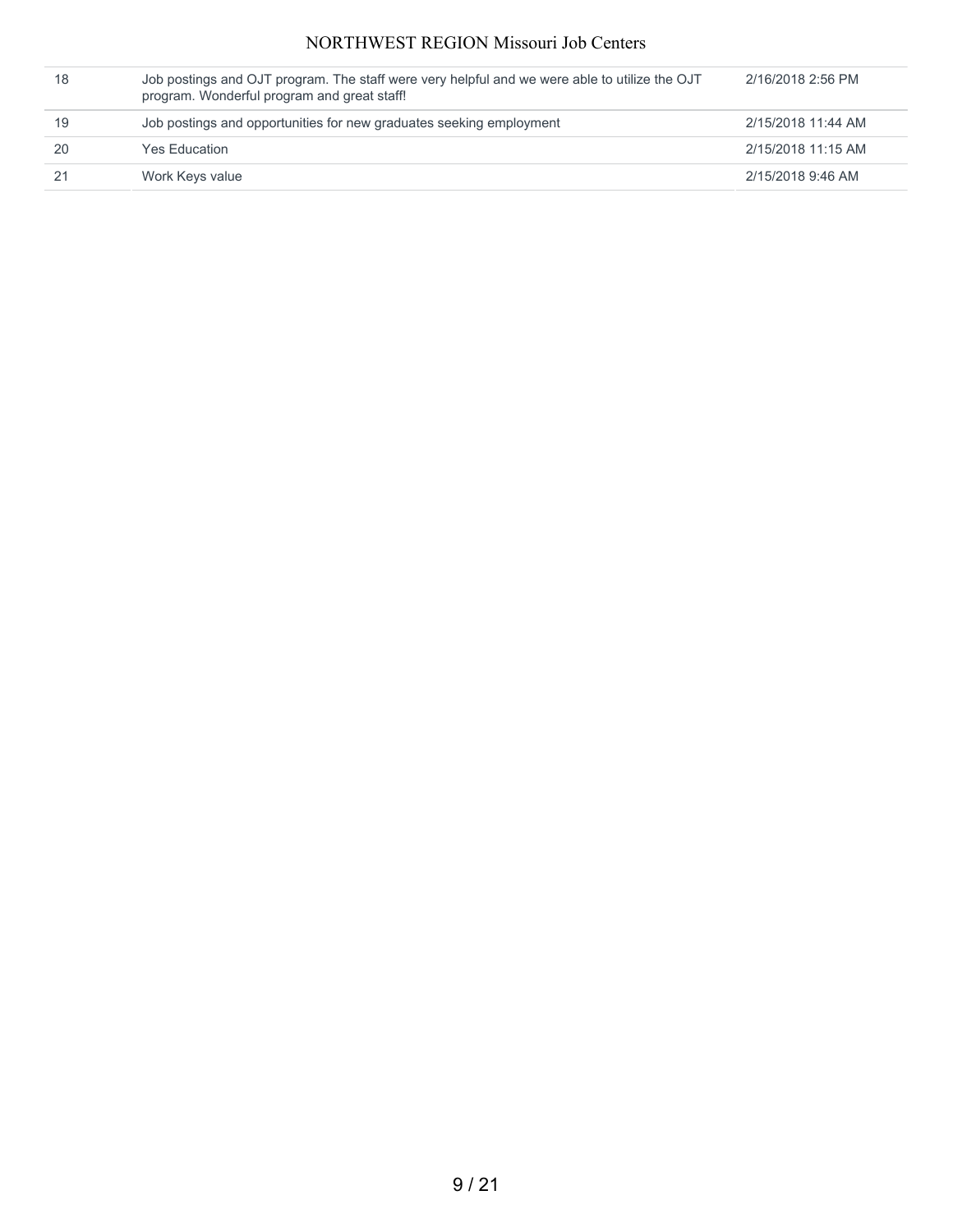| | | |
|---|---|---|
| 18 | Job postings and OJT program. The staff were very helpful and we were able to utilize the OJT program. Wonderful program and great staff! | 2/16/2018 2:56 PM |
| 19 | Job postings and opportunities for new graduates seeking employment | 2/15/2018 11:44 AM |
| 20 | Yes Education | 2/15/2018 11:15 AM |
| 21 | Work Keys value | 2/15/2018 9:46 AM |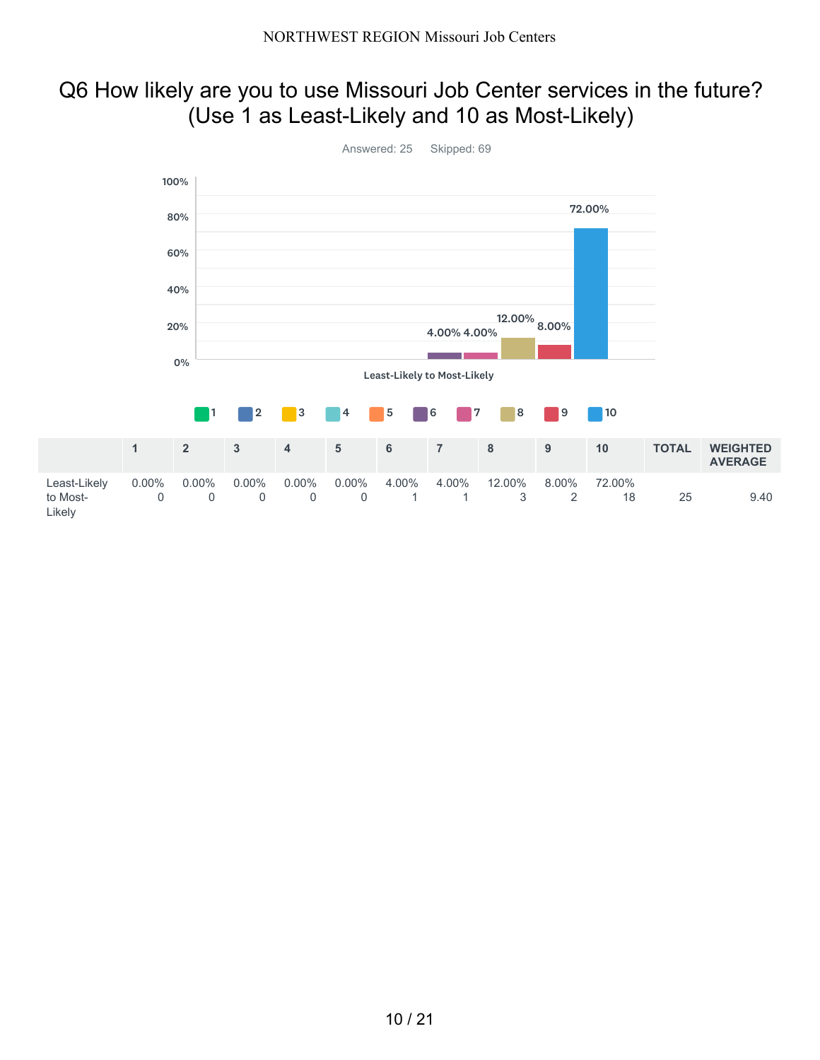NORTHWEST REGION Missouri Job Centers

# Q6 How likely are you to use Missouri Job Center services in the future? (Use 1 as Least-Likely and 10 as Most-Likely)

Answered: 25 Skipped: 69

| | 1 | 2 | 3 | 4 | 5 | 6 | 7 | 8 | 9 | 10 | TOTAL | WEIGHTED AVERAGE |
|---|---|---|---|---|---|---|---|---|---|---|---|---|
| Least-Likely to Most-Likely | 0.00%<br>0 | 0.00%<br>0 | 0.00%<br>0 | 0.00%<br>0 | 0.00%<br>0 | 4.00%<br>1 | 4.00%<br>1 | 12.00%<br>3 | 8.00%<br>2 | 72.00%<br>18 | 25 | 9.40 |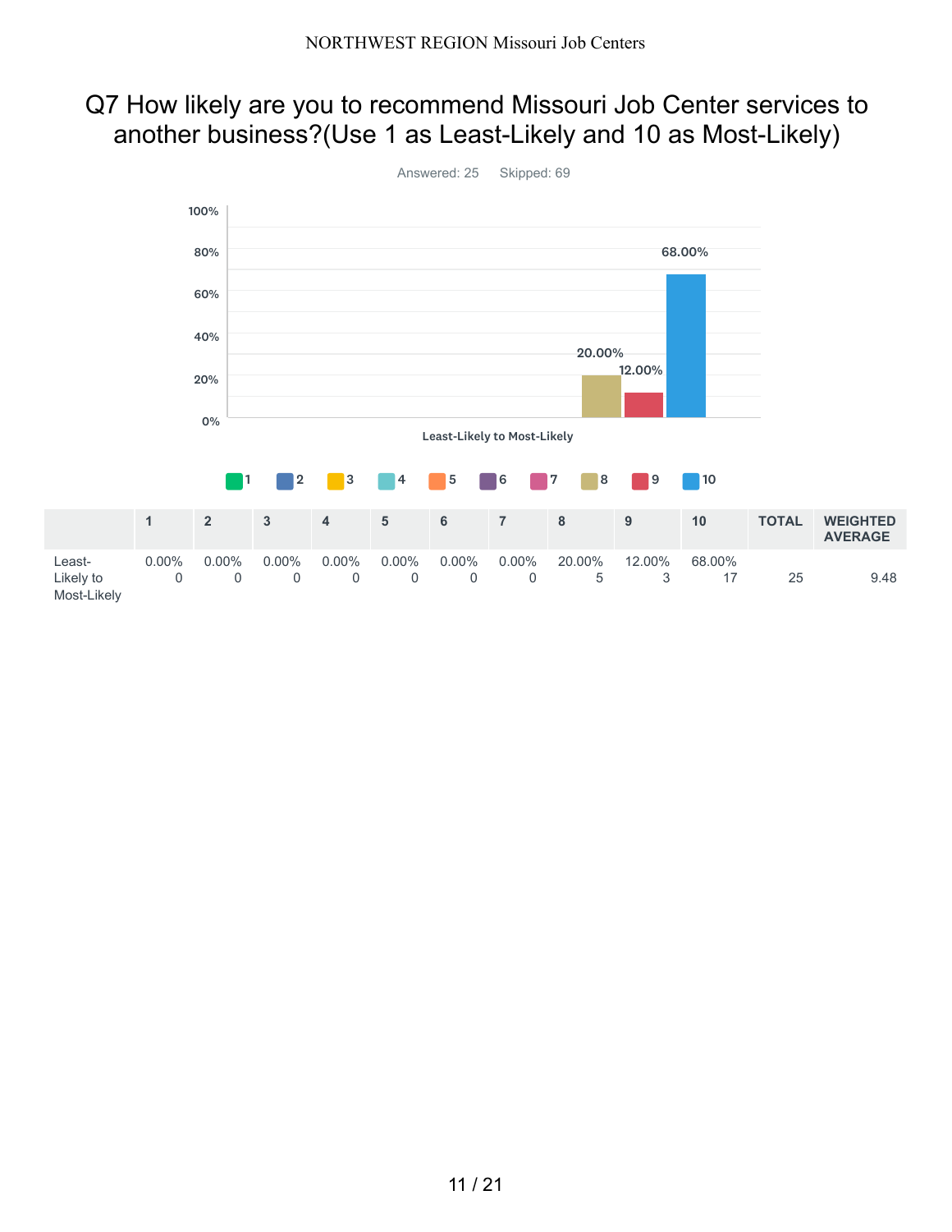## Q7 How likely are you to recommend Missouri Job Center services to another business?(Use 1 as Least-Likely and 10 as Most-Likely)

Answered: 25 Skipped: 69

| | 1 | 2 | 3 | 4 | 5 | 6 | 7 | 8 | 9 | 10 | TOTAL | WEIGHTED AVERAGE |
|---|---|---|---|---|---|---|---|---|---|---|---|---|
| Least-Likely to Most-Likely | 0.00% 0 | 0.00% 0 | 0.00% 0 | 0.00% 0 | 0.00% 0 | 0.00% 0 | 0.00% 0 | 20.00% 5 | 12.00% 3 | 68.00% 17 | 25 | 9.48 |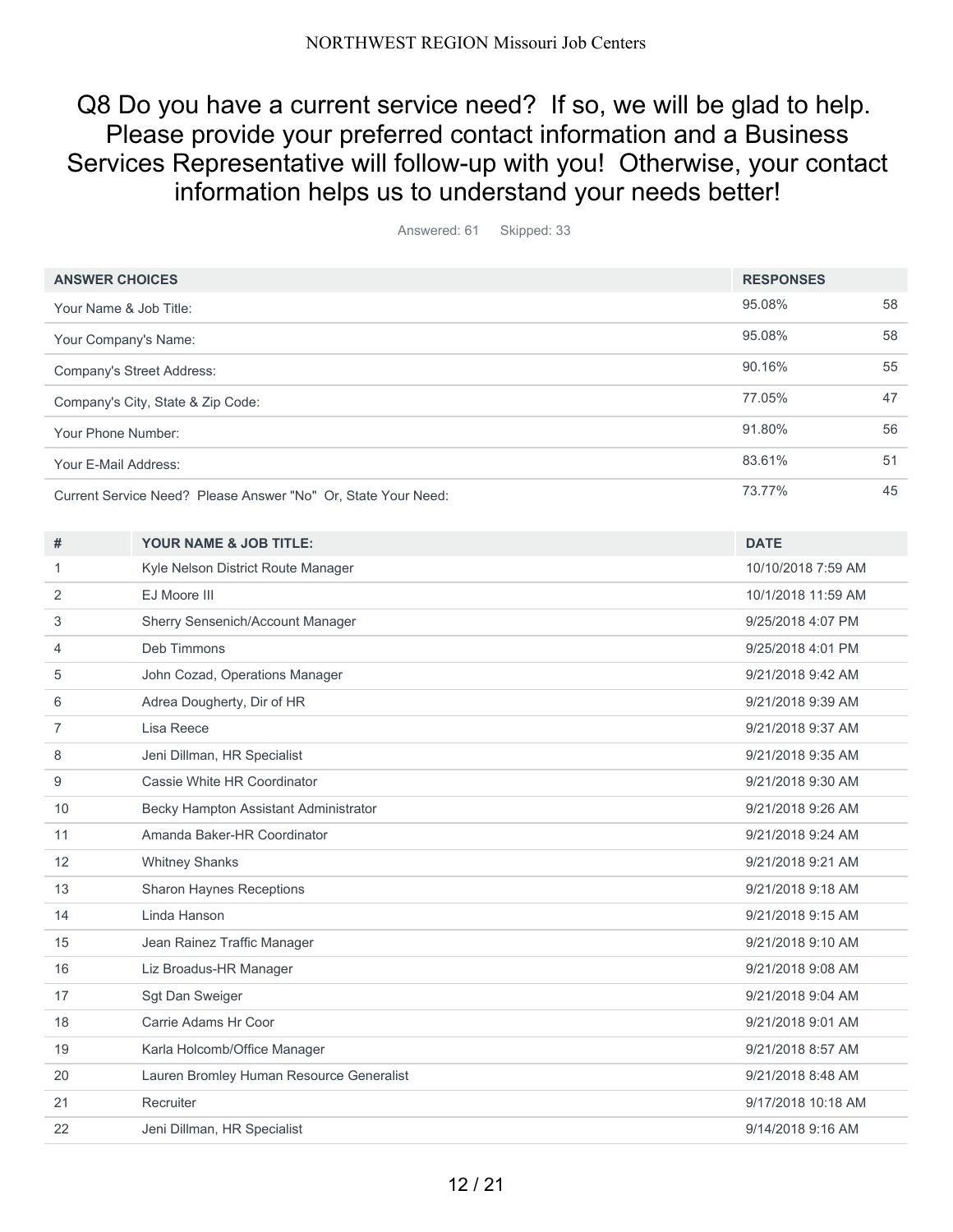## Q8 Do you have a current service need? If so, we will be glad to help. Please provide your preferred contact information and a Business Services Representative will follow-up with you! Otherwise, your contact information helps us to understand your needs better!

Answered: 61 Skipped: 33

| ANSWER CHOICES | RESPONSES | |
|---|---|---|
| Your Name & Job Title: | 95.08% | 58 |
| Your Company's Name: | 95.08% | 58 |
| Company's Street Address: | 90.16% | 55 |
| Company's City, State & Zip Code: | 77.05% | 47 |
| Your Phone Number: | 91.80% | 56 |
| Your E-Mail Address: | 83.61% | 51 |
| Current Service Need? Please Answer "No" Or, State Your Need: | 73.77% | 45 |

| # | YOUR NAME & JOB TITLE: | DATE |
|---|---|---|
| 1 | Kyle Nelson District Route Manager | 10/10/2018 7:59 AM |
| 2 | EJ Moore III | 10/1/2018 11:59 AM |
| 3 | Sherry Sensenich/Account Manager | 9/25/2018 4:07 PM |
| 4 | Deb Timmons | 9/25/2018 4:01 PM |
| 5 | John Cozad, Operations Manager | 9/21/2018 9:42 AM |
| 6 | Adrea Dougherty, Dir of HR | 9/21/2018 9:39 AM |
| 7 | Lisa Reece | 9/21/2018 9:37 AM |
| 8 | Jeni Dillman, HR Specialist | 9/21/2018 9:35 AM |
| 9 | Cassie White HR Coordinator | 9/21/2018 9:30 AM |
| 10 | Becky Hampton Assistant Administrator | 9/21/2018 9:26 AM |
| 11 | Amanda Baker-HR Coordinator | 9/21/2018 9:24 AM |
| 12 | Whitney Shanks | 9/21/2018 9:21 AM |
| 13 | Sharon Haynes Receptions | 9/21/2018 9:18 AM |
| 14 | Linda Hanson | 9/21/2018 9:15 AM |
| 15 | Jean Rainez Traffic Manager | 9/21/2018 9:10 AM |
| 16 | Liz Broadus-HR Manager | 9/21/2018 9:08 AM |
| 17 | Sgt Dan Sweiger | 9/21/2018 9:04 AM |
| 18 | Carrie Adams Hr Coor | 9/21/2018 9:01 AM |
| 19 | Karla Holcomb/Office Manager | 9/21/2018 8:57 AM |
| 20 | Lauren Bromley Human Resource Generalist | 9/21/2018 8:48 AM |
| 21 | Recruiter | 9/17/2018 10:18 AM |
| 22 | Jeni Dillman, HR Specialist | 9/14/2018 9:16 AM |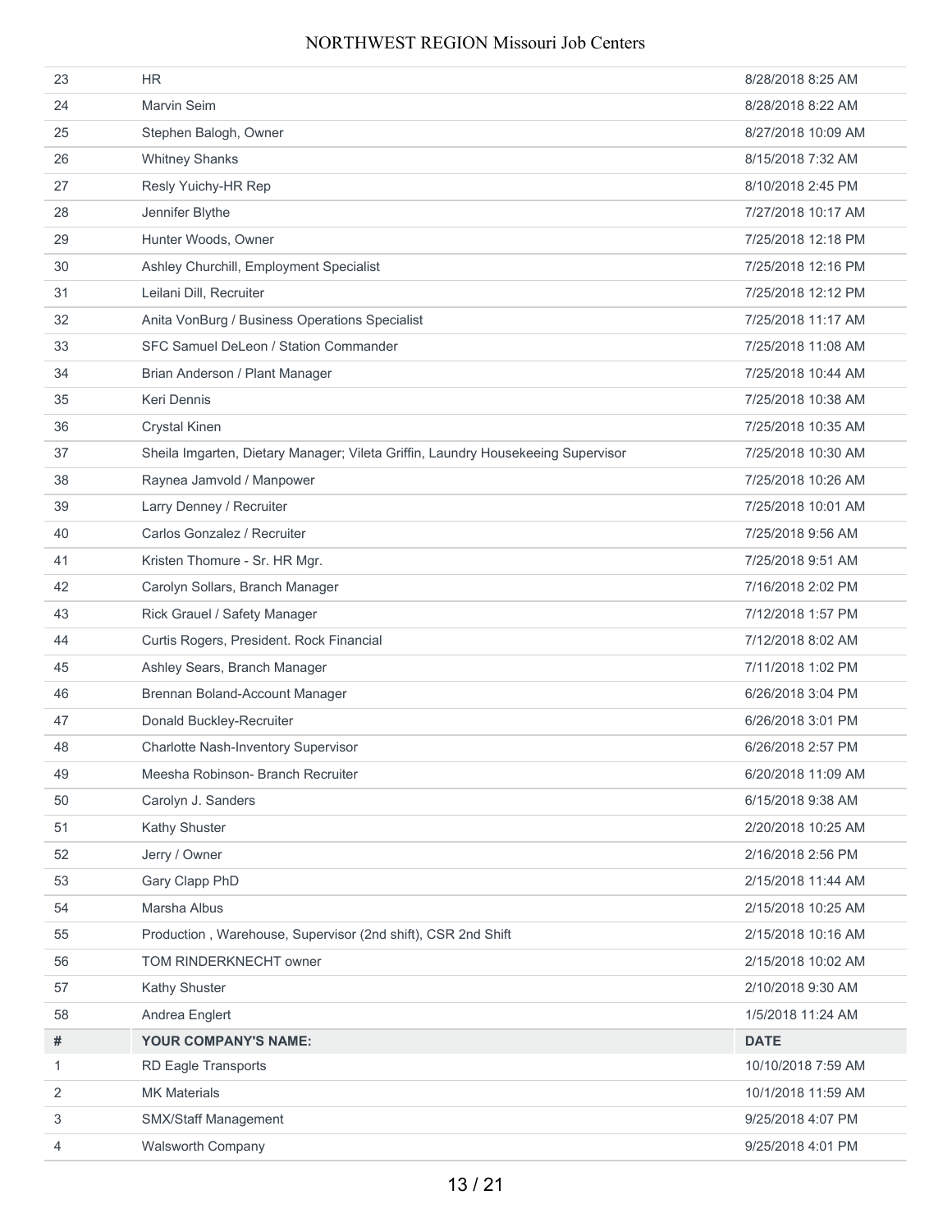| # | | |
|---|---|---|
| 23 | HR | 8/28/2018 8:25 AM |
| 24 | Marvin Seim | 8/28/2018 8:22 AM |
| 25 | Stephen Balogh, Owner | 8/27/2018 10:09 AM |
| 26 | Whitney Shanks | 8/15/2018 7:32 AM |
| 27 | Resly Yuichy-HR Rep | 8/10/2018 2:45 PM |
| 28 | Jennifer Blythe | 7/27/2018 10:17 AM |
| 29 | Hunter Woods, Owner | 7/25/2018 12:18 PM |
| 30 | Ashley Churchill, Employment Specialist | 7/25/2018 12:16 PM |
| 31 | Leilani Dill, Recruiter | 7/25/2018 12:12 PM |
| 32 | Anita VonBurg / Business Operations Specialist | 7/25/2018 11:17 AM |
| 33 | SFC Samuel DeLeon / Station Commander | 7/25/2018 11:08 AM |
| 34 | Brian Anderson / Plant Manager | 7/25/2018 10:44 AM |
| 35 | Keri Dennis | 7/25/2018 10:38 AM |
| 36 | Crystal Kinen | 7/25/2018 10:35 AM |
| 37 | Sheila Imgarten, Dietary Manager; Vileta Griffin, Laundry Housekeeing Supervisor | 7/25/2018 10:30 AM |
| 38 | Raynea Jamvold / Manpower | 7/25/2018 10:26 AM |
| 39 | Larry Denney / Recruiter | 7/25/2018 10:01 AM |
| 40 | Carlos Gonzalez / Recruiter | 7/25/2018 9:56 AM |
| 41 | Kristen Thomure - Sr. HR Mgr. | 7/25/2018 9:51 AM |
| 42 | Carolyn Sollars, Branch Manager | 7/16/2018 2:02 PM |
| 43 | Rick Grauel / Safety Manager | 7/12/2018 1:57 PM |
| 44 | Curtis Rogers, President. Rock Financial | 7/12/2018 8:02 AM |
| 45 | Ashley Sears, Branch Manager | 7/11/2018 1:02 PM |
| 46 | Brennan Boland-Account Manager | 6/26/2018 3:04 PM |
| 47 | Donald Buckley-Recruiter | 6/26/2018 3:01 PM |
| 48 | Charlotte Nash-Inventory Supervisor | 6/26/2018 2:57 PM |
| 49 | Meesha Robinson- Branch Recruiter | 6/20/2018 11:09 AM |
| 50 | Carolyn J. Sanders | 6/15/2018 9:38 AM |
| 51 | Kathy Shuster | 2/20/2018 10:25 AM |
| 52 | Jerry / Owner | 2/16/2018 2:56 PM |
| 53 | Gary Clapp PhD | 2/15/2018 11:44 AM |
| 54 | Marsha Albus | 2/15/2018 10:25 AM |
| 55 | Production , Warehouse, Supervisor (2nd shift), CSR 2nd Shift | 2/15/2018 10:16 AM |
| 56 | TOM RINDERKNECHT owner | 2/15/2018 10:02 AM |
| 57 | Kathy Shuster | 2/10/2018 9:30 AM |
| 58 | Andrea Englert | 1/5/2018 11:24 AM |

| # | YOUR COMPANY'S NAME: | DATE |
|---|---|---|
| 1 | RD Eagle Transports | 10/10/2018 7:59 AM |
| 2 | MK Materials | 10/1/2018 11:59 AM |
| 3 | SMX/Staff Management | 9/25/2018 4:07 PM |
| 4 | Walsworth Company | 9/25/2018 4:01 PM |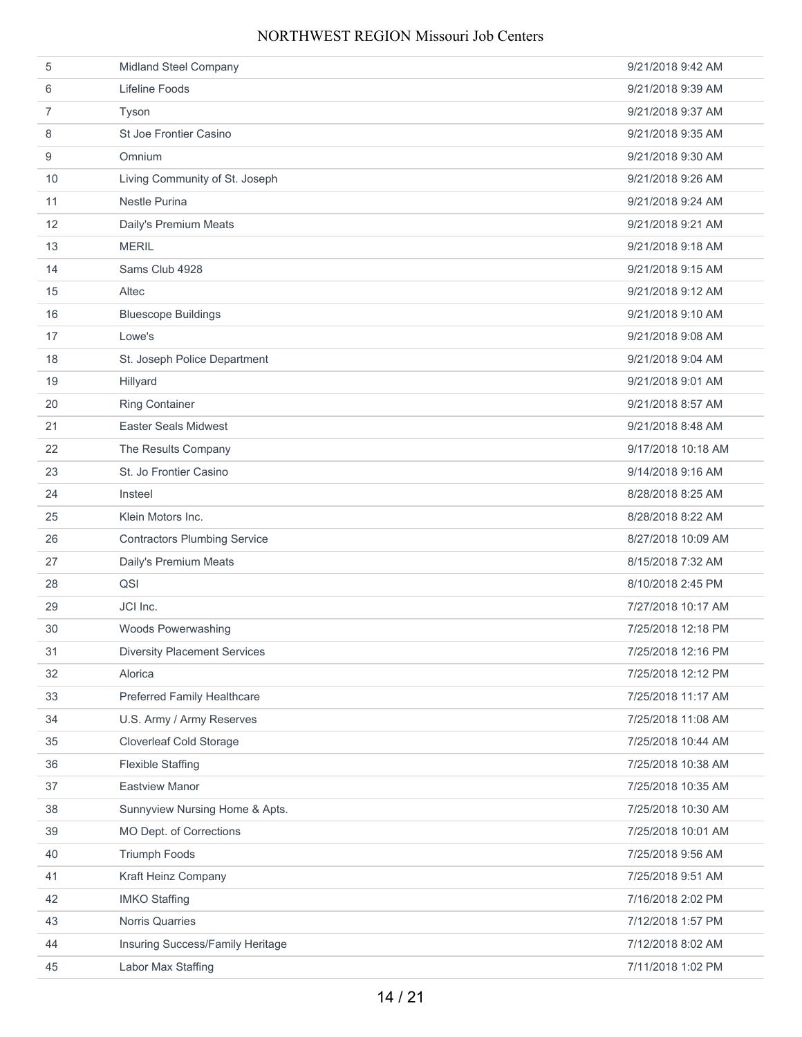| | | |
|---|---|---|
| 5 | Midland Steel Company | 9/21/2018 9:42 AM |
| 6 | Lifeline Foods | 9/21/2018 9:39 AM |
| 7 | Tyson | 9/21/2018 9:37 AM |
| 8 | St Joe Frontier Casino | 9/21/2018 9:35 AM |
| 9 | Omnium | 9/21/2018 9:30 AM |
| 10 | Living Community of St. Joseph | 9/21/2018 9:26 AM |
| 11 | Nestle Purina | 9/21/2018 9:24 AM |
| 12 | Daily's Premium Meats | 9/21/2018 9:21 AM |
| 13 | MERIL | 9/21/2018 9:18 AM |
| 14 | Sams Club 4928 | 9/21/2018 9:15 AM |
| 15 | Altec | 9/21/2018 9:12 AM |
| 16 | Bluescope Buildings | 9/21/2018 9:10 AM |
| 17 | Lowe's | 9/21/2018 9:08 AM |
| 18 | St. Joseph Police Department | 9/21/2018 9:04 AM |
| 19 | Hillyard | 9/21/2018 9:01 AM |
| 20 | Ring Container | 9/21/2018 8:57 AM |
| 21 | Easter Seals Midwest | 9/21/2018 8:48 AM |
| 22 | The Results Company | 9/17/2018 10:18 AM |
| 23 | St. Jo Frontier Casino | 9/14/2018 9:16 AM |
| 24 | Insteel | 8/28/2018 8:25 AM |
| 25 | Klein Motors Inc. | 8/28/2018 8:22 AM |
| 26 | Contractors Plumbing Service | 8/27/2018 10:09 AM |
| 27 | Daily's Premium Meats | 8/15/2018 7:32 AM |
| 28 | QSI | 8/10/2018 2:45 PM |
| 29 | JCI Inc. | 7/27/2018 10:17 AM |
| 30 | Woods Powerwashing | 7/25/2018 12:18 PM |
| 31 | Diversity Placement Services | 7/25/2018 12:16 PM |
| 32 | Alorica | 7/25/2018 12:12 PM |
| 33 | Preferred Family Healthcare | 7/25/2018 11:17 AM |
| 34 | U.S. Army / Army Reserves | 7/25/2018 11:08 AM |
| 35 | Cloverleaf Cold Storage | 7/25/2018 10:44 AM |
| 36 | Flexible Staffing | 7/25/2018 10:38 AM |
| 37 | Eastview Manor | 7/25/2018 10:35 AM |
| 38 | Sunnyview Nursing Home & Apts. | 7/25/2018 10:30 AM |
| 39 | MO Dept. of Corrections | 7/25/2018 10:01 AM |
| 40 | Triumph Foods | 7/25/2018 9:56 AM |
| 41 | Kraft Heinz Company | 7/25/2018 9:51 AM |
| 42 | IMKO Staffing | 7/16/2018 2:02 PM |
| 43 | Norris Quarries | 7/12/2018 1:57 PM |
| 44 | Insuring Success/Family Heritage | 7/12/2018 8:02 AM |
| 45 | Labor Max Staffing | 7/11/2018 1:02 PM |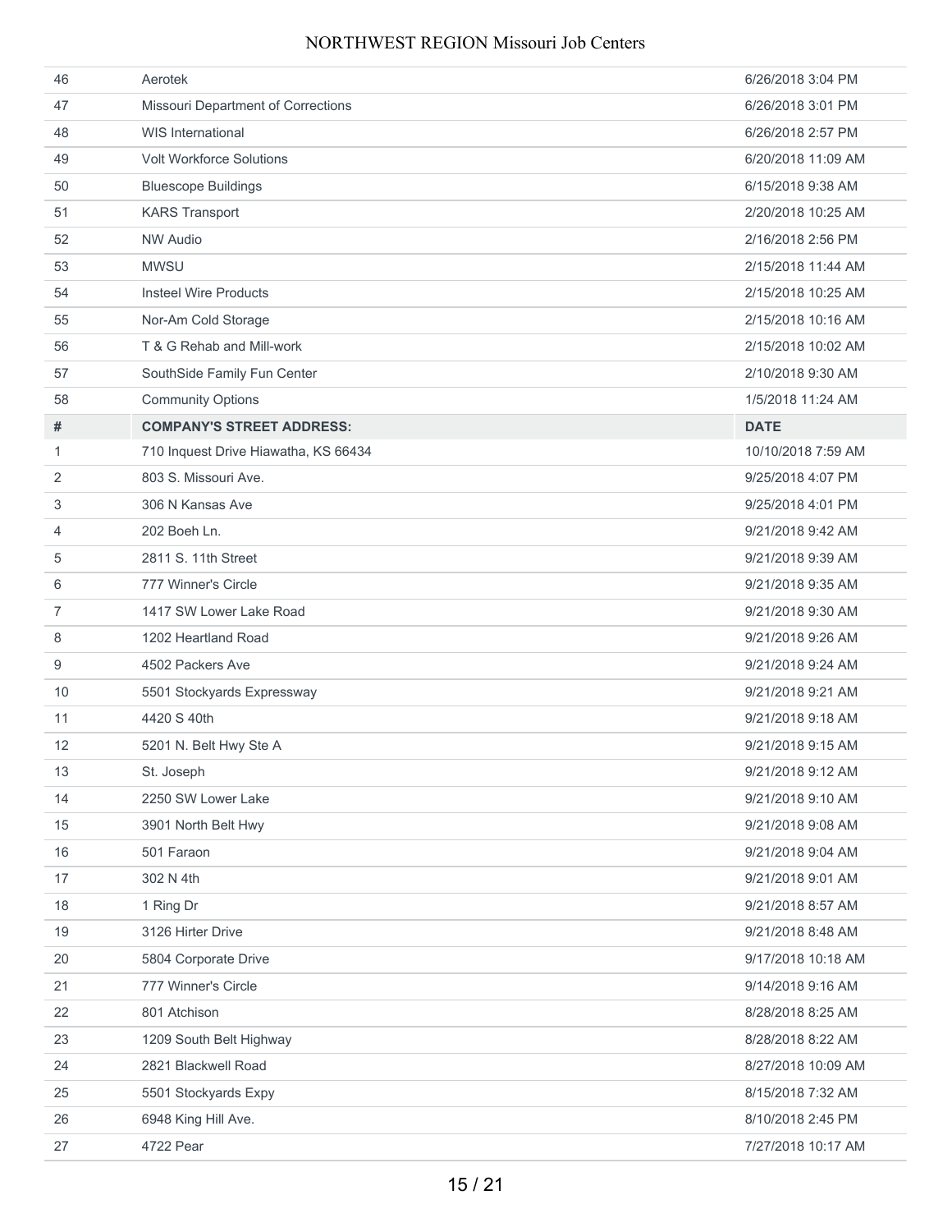| # | | |
|---|---|---|
| 46 | Aerotek | 6/26/2018 3:04 PM |
| 47 | Missouri Department of Corrections | 6/26/2018 3:01 PM |
| 48 | WIS International | 6/26/2018 2:57 PM |
| 49 | Volt Workforce Solutions | 6/20/2018 11:09 AM |
| 50 | Bluescope Buildings | 6/15/2018 9:38 AM |
| 51 | KARS Transport | 2/20/2018 10:25 AM |
| 52 | NW Audio | 2/16/2018 2:56 PM |
| 53 | MWSU | 2/15/2018 11:44 AM |
| 54 | Insteel Wire Products | 2/15/2018 10:25 AM |
| 55 | Nor-Am Cold Storage | 2/15/2018 10:16 AM |
| 56 | T & G Rehab and Mill-work | 2/15/2018 10:02 AM |
| 57 | SouthSide Family Fun Center | 2/10/2018 9:30 AM |
| 58 | Community Options | 1/5/2018 11:24 AM |

| # | COMPANY'S STREET ADDRESS: | DATE |
|---|---|---|
| 1 | 710 Inquest Drive Hiawatha, KS 66434 | 10/10/2018 7:59 AM |
| 2 | 803 S. Missouri Ave. | 9/25/2018 4:07 PM |
| 3 | 306 N Kansas Ave | 9/25/2018 4:01 PM |
| 4 | 202 Boeh Ln. | 9/21/2018 9:42 AM |
| 5 | 2811 S. 11th Street | 9/21/2018 9:39 AM |
| 6 | 777 Winner's Circle | 9/21/2018 9:35 AM |
| 7 | 1417 SW Lower Lake Road | 9/21/2018 9:30 AM |
| 8 | 1202 Heartland Road | 9/21/2018 9:26 AM |
| 9 | 4502 Packers Ave | 9/21/2018 9:24 AM |
| 10 | 5501 Stockyards Expressway | 9/21/2018 9:21 AM |
| 11 | 4420 S 40th | 9/21/2018 9:18 AM |
| 12 | 5201 N. Belt Hwy Ste A | 9/21/2018 9:15 AM |
| 13 | St. Joseph | 9/21/2018 9:12 AM |
| 14 | 2250 SW Lower Lake | 9/21/2018 9:10 AM |
| 15 | 3901 North Belt Hwy | 9/21/2018 9:08 AM |
| 16 | 501 Faraon | 9/21/2018 9:04 AM |
| 17 | 302 N 4th | 9/21/2018 9:01 AM |
| 18 | 1 Ring Dr | 9/21/2018 8:57 AM |
| 19 | 3126 Hirter Drive | 9/21/2018 8:48 AM |
| 20 | 5804 Corporate Drive | 9/17/2018 10:18 AM |
| 21 | 777 Winner's Circle | 9/14/2018 9:16 AM |
| 22 | 801 Atchison | 8/28/2018 8:25 AM |
| 23 | 1209 South Belt Highway | 8/28/2018 8:22 AM |
| 24 | 2821 Blackwell Road | 8/27/2018 10:09 AM |
| 25 | 5501 Stockyards Expy | 8/15/2018 7:32 AM |
| 26 | 6948 King Hill Ave. | 8/10/2018 2:45 PM |
| 27 | 4722 Pear | 7/27/2018 10:17 AM |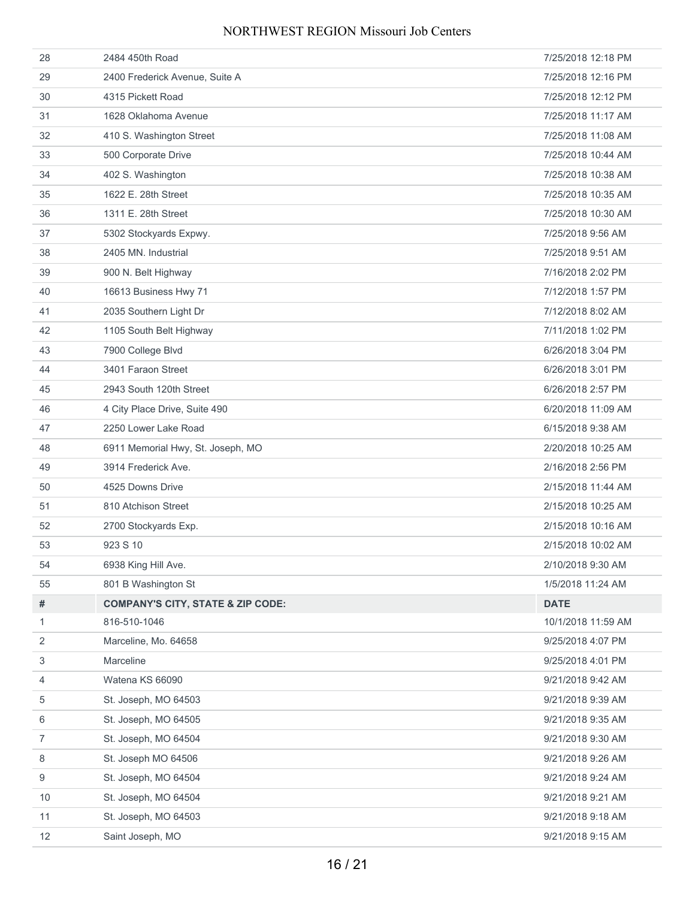| # | | DATE |
|---|---|---|
| 28 | 2484 450th Road | 7/25/2018 12:18 PM |
| 29 | 2400 Frederick Avenue, Suite A | 7/25/2018 12:16 PM |
| 30 | 4315 Pickett Road | 7/25/2018 12:12 PM |
| 31 | 1628 Oklahoma Avenue | 7/25/2018 11:17 AM |
| 32 | 410 S. Washington Street | 7/25/2018 11:08 AM |
| 33 | 500 Corporate Drive | 7/25/2018 10:44 AM |
| 34 | 402 S. Washington | 7/25/2018 10:38 AM |
| 35 | 1622 E. 28th Street | 7/25/2018 10:35 AM |
| 36 | 1311 E. 28th Street | 7/25/2018 10:30 AM |
| 37 | 5302 Stockyards Expwy. | 7/25/2018 9:56 AM |
| 38 | 2405 MN. Industrial | 7/25/2018 9:51 AM |
| 39 | 900 N. Belt Highway | 7/16/2018 2:02 PM |
| 40 | 16613 Business Hwy 71 | 7/12/2018 1:57 PM |
| 41 | 2035 Southern Light Dr | 7/12/2018 8:02 AM |
| 42 | 1105 South Belt Highway | 7/11/2018 1:02 PM |
| 43 | 7900 College Blvd | 6/26/2018 3:04 PM |
| 44 | 3401 Faraon Street | 6/26/2018 3:01 PM |
| 45 | 2943 South 120th Street | 6/26/2018 2:57 PM |
| 46 | 4 City Place Drive, Suite 490 | 6/20/2018 11:09 AM |
| 47 | 2250 Lower Lake Road | 6/15/2018 9:38 AM |
| 48 | 6911 Memorial Hwy, St. Joseph, MO | 2/20/2018 10:25 AM |
| 49 | 3914 Frederick Ave. | 2/16/2018 2:56 PM |
| 50 | 4525 Downs Drive | 2/15/2018 11:44 AM |
| 51 | 810 Atchison Street | 2/15/2018 10:25 AM |
| 52 | 2700 Stockyards Exp. | 2/15/2018 10:16 AM |
| 53 | 923 S 10 | 2/15/2018 10:02 AM |
| 54 | 6938 King Hill Ave. | 2/10/2018 9:30 AM |
| 55 | 801 B Washington St | 1/5/2018 11:24 AM |

| # | COMPANY'S CITY, STATE & ZIP CODE: | DATE |
|---|---|---|
| 1 | 816-510-1046 | 10/1/2018 11:59 AM |
| 2 | Marceline, Mo. 64658 | 9/25/2018 4:07 PM |
| 3 | Marceline | 9/25/2018 4:01 PM |
| 4 | Watena KS 66090 | 9/21/2018 9:42 AM |
| 5 | St. Joseph, MO 64503 | 9/21/2018 9:39 AM |
| 6 | St. Joseph, MO 64505 | 9/21/2018 9:35 AM |
| 7 | St. Joseph, MO 64504 | 9/21/2018 9:30 AM |
| 8 | St. Joseph MO 64506 | 9/21/2018 9:26 AM |
| 9 | St. Joseph, MO 64504 | 9/21/2018 9:24 AM |
| 10 | St. Joseph, MO 64504 | 9/21/2018 9:21 AM |
| 11 | St. Joseph, MO 64503 | 9/21/2018 9:18 AM |
| 12 | Saint Joseph, MO | 9/21/2018 9:15 AM |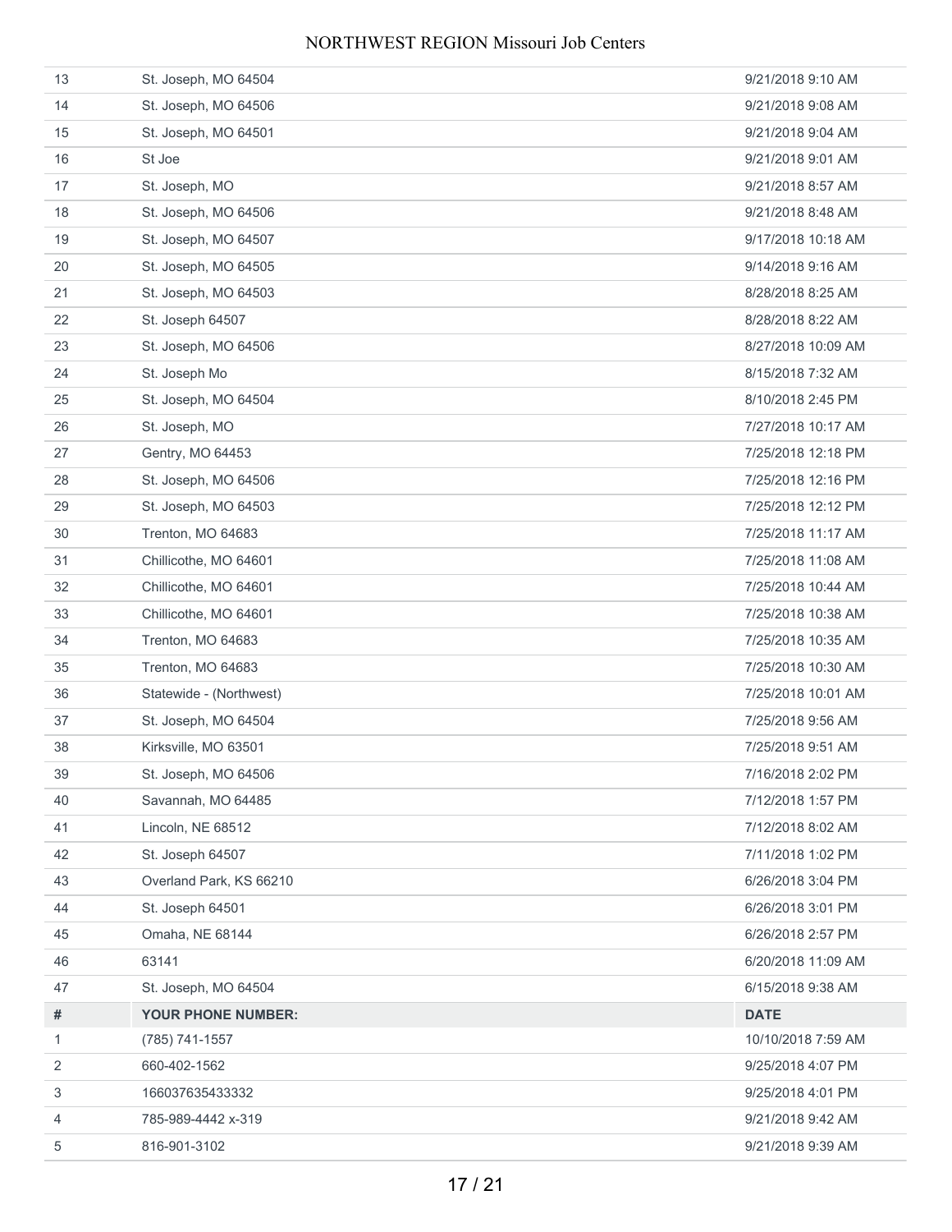| # | | DATE |
|---|---|---|
| 13 | St. Joseph, MO 64504 | 9/21/2018 9:10 AM |
| 14 | St. Joseph, MO 64506 | 9/21/2018 9:08 AM |
| 15 | St. Joseph, MO 64501 | 9/21/2018 9:04 AM |
| 16 | St Joe | 9/21/2018 9:01 AM |
| 17 | St. Joseph, MO | 9/21/2018 8:57 AM |
| 18 | St. Joseph, MO 64506 | 9/21/2018 8:48 AM |
| 19 | St. Joseph, MO 64507 | 9/17/2018 10:18 AM |
| 20 | St. Joseph, MO 64505 | 9/14/2018 9:16 AM |
| 21 | St. Joseph, MO 64503 | 8/28/2018 8:25 AM |
| 22 | St. Joseph 64507 | 8/28/2018 8:22 AM |
| 23 | St. Joseph, MO 64506 | 8/27/2018 10:09 AM |
| 24 | St. Joseph Mo | 8/15/2018 7:32 AM |
| 25 | St. Joseph, MO 64504 | 8/10/2018 2:45 PM |
| 26 | St. Joseph, MO | 7/27/2018 10:17 AM |
| 27 | Gentry, MO 64453 | 7/25/2018 12:18 PM |
| 28 | St. Joseph, MO 64506 | 7/25/2018 12:16 PM |
| 29 | St. Joseph, MO 64503 | 7/25/2018 12:12 PM |
| 30 | Trenton, MO 64683 | 7/25/2018 11:17 AM |
| 31 | Chillicothe, MO 64601 | 7/25/2018 11:08 AM |
| 32 | Chillicothe, MO 64601 | 7/25/2018 10:44 AM |
| 33 | Chillicothe, MO 64601 | 7/25/2018 10:38 AM |
| 34 | Trenton, MO 64683 | 7/25/2018 10:35 AM |
| 35 | Trenton, MO 64683 | 7/25/2018 10:30 AM |
| 36 | Statewide - (Northwest) | 7/25/2018 10:01 AM |
| 37 | St. Joseph, MO 64504 | 7/25/2018 9:56 AM |
| 38 | Kirksville, MO 63501 | 7/25/2018 9:51 AM |
| 39 | St. Joseph, MO 64506 | 7/16/2018 2:02 PM |
| 40 | Savannah, MO 64485 | 7/12/2018 1:57 PM |
| 41 | Lincoln, NE 68512 | 7/12/2018 8:02 AM |
| 42 | St. Joseph 64507 | 7/11/2018 1:02 PM |
| 43 | Overland Park, KS 66210 | 6/26/2018 3:04 PM |
| 44 | St. Joseph 64501 | 6/26/2018 3:01 PM |
| 45 | Omaha, NE 68144 | 6/26/2018 2:57 PM |
| 46 | 63141 | 6/20/2018 11:09 AM |
| 47 | St. Joseph, MO 64504 | 6/15/2018 9:38 AM |

| # | YOUR PHONE NUMBER: | DATE |
|---|---|---|
| 1 | (785) 741-1557 | 10/10/2018 7:59 AM |
| 2 | 660-402-1562 | 9/25/2018 4:07 PM |
| 3 | 166037635433332 | 9/25/2018 4:01 PM |
| 4 | 785-989-4442 x-319 | 9/21/2018 9:42 AM |
| 5 | 816-901-3102 | 9/21/2018 9:39 AM |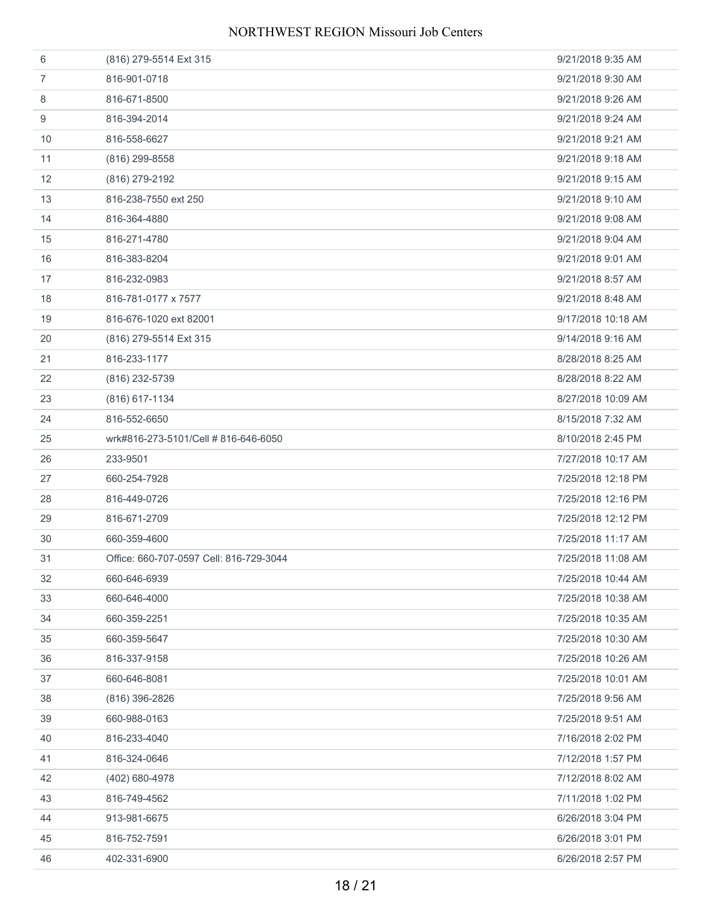| | | |
|---|---|---|
| 6 | (816) 279-5514 Ext 315 | 9/21/2018 9:35 AM |
| 7 | 816-901-0718 | 9/21/2018 9:30 AM |
| 8 | 816-671-8500 | 9/21/2018 9:26 AM |
| 9 | 816-394-2014 | 9/21/2018 9:24 AM |
| 10 | 816-558-6627 | 9/21/2018 9:21 AM |
| 11 | (816) 299-8558 | 9/21/2018 9:18 AM |
| 12 | (816) 279-2192 | 9/21/2018 9:15 AM |
| 13 | 816-238-7550 ext 250 | 9/21/2018 9:10 AM |
| 14 | 816-364-4880 | 9/21/2018 9:08 AM |
| 15 | 816-271-4780 | 9/21/2018 9:04 AM |
| 16 | 816-383-8204 | 9/21/2018 9:01 AM |
| 17 | 816-232-0983 | 9/21/2018 8:57 AM |
| 18 | 816-781-0177 x 7577 | 9/21/2018 8:48 AM |
| 19 | 816-676-1020 ext 82001 | 9/17/2018 10:18 AM |
| 20 | (816) 279-5514 Ext 315 | 9/14/2018 9:16 AM |
| 21 | 816-233-1177 | 8/28/2018 8:25 AM |
| 22 | (816) 232-5739 | 8/28/2018 8:22 AM |
| 23 | (816) 617-1134 | 8/27/2018 10:09 AM |
| 24 | 816-552-6650 | 8/15/2018 7:32 AM |
| 25 | wrk#816-273-5101/Cell # 816-646-6050 | 8/10/2018 2:45 PM |
| 26 | 233-9501 | 7/27/2018 10:17 AM |
| 27 | 660-254-7928 | 7/25/2018 12:18 PM |
| 28 | 816-449-0726 | 7/25/2018 12:16 PM |
| 29 | 816-671-2709 | 7/25/2018 12:12 PM |
| 30 | 660-359-4600 | 7/25/2018 11:17 AM |
| 31 | Office: 660-707-0597 Cell: 816-729-3044 | 7/25/2018 11:08 AM |
| 32 | 660-646-6939 | 7/25/2018 10:44 AM |
| 33 | 660-646-4000 | 7/25/2018 10:38 AM |
| 34 | 660-359-2251 | 7/25/2018 10:35 AM |
| 35 | 660-359-5647 | 7/25/2018 10:30 AM |
| 36 | 816-337-9158 | 7/25/2018 10:26 AM |
| 37 | 660-646-8081 | 7/25/2018 10:01 AM |
| 38 | (816) 396-2826 | 7/25/2018 9:56 AM |
| 39 | 660-988-0163 | 7/25/2018 9:51 AM |
| 40 | 816-233-4040 | 7/16/2018 2:02 PM |
| 41 | 816-324-0646 | 7/12/2018 1:57 PM |
| 42 | (402) 680-4978 | 7/12/2018 8:02 AM |
| 43 | 816-749-4562 | 7/11/2018 1:02 PM |
| 44 | 913-981-6675 | 6/26/2018 3:04 PM |
| 45 | 816-752-7591 | 6/26/2018 3:01 PM |
| 46 | 402-331-6900 | 6/26/2018 2:57 PM |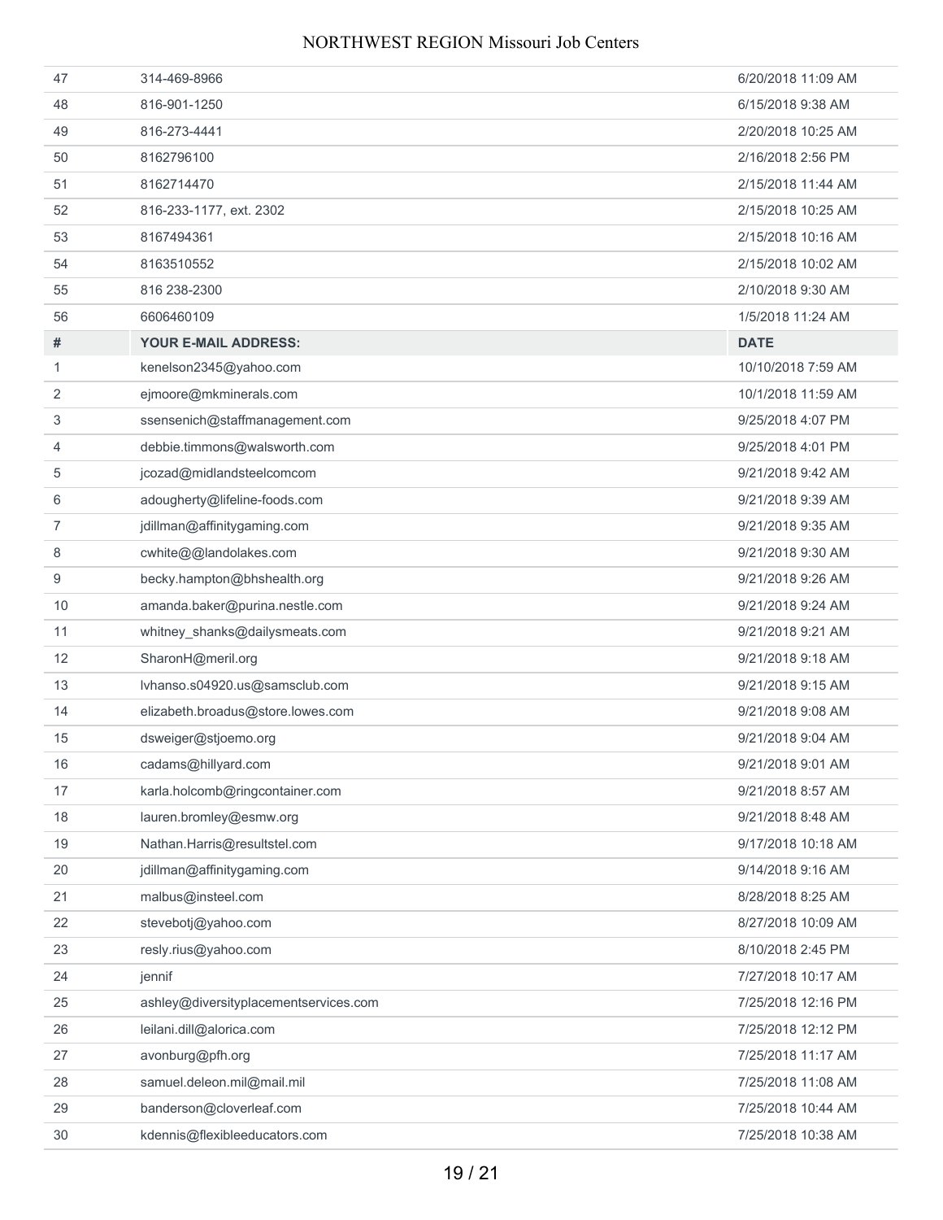| # | | DATE |
|---|---|---|
| 47 | 314-469-8966 | 6/20/2018 11:09 AM |
| 48 | 816-901-1250 | 6/15/2018 9:38 AM |
| 49 | 816-273-4441 | 2/20/2018 10:25 AM |
| 50 | 8162796100 | 2/16/2018 2:56 PM |
| 51 | 8162714470 | 2/15/2018 11:44 AM |
| 52 | 816-233-1177, ext. 2302 | 2/15/2018 10:25 AM |
| 53 | 8167494361 | 2/15/2018 10:16 AM |
| 54 | 8163510552 | 2/15/2018 10:02 AM |
| 55 | 816 238-2300 | 2/10/2018 9:30 AM |
| 56 | 6606460109 | 1/5/2018 11:24 AM |

| # | YOUR E-MAIL ADDRESS: | DATE |
|---|---|---|
| 1 | kenelson2345@yahoo.com | 10/10/2018 7:59 AM |
| 2 | ejmoore@mkminerals.com | 10/1/2018 11:59 AM |
| 3 | ssensenich@staffmanagement.com | 9/25/2018 4:07 PM |
| 4 | debbie.timmons@walsworth.com | 9/25/2018 4:01 PM |
| 5 | jcozad@midlandsteelcomcom | 9/21/2018 9:42 AM |
| 6 | adougherty@lifeline-foods.com | 9/21/2018 9:39 AM |
| 7 | jdillman@affinitygaming.com | 9/21/2018 9:35 AM |
| 8 | cwhite@@landolakes.com | 9/21/2018 9:30 AM |
| 9 | becky.hampton@bhshealth.org | 9/21/2018 9:26 AM |
| 10 | amanda.baker@purina.nestle.com | 9/21/2018 9:24 AM |
| 11 | whitney_shanks@dailysmeats.com | 9/21/2018 9:21 AM |
| 12 | SharonH@meril.org | 9/21/2018 9:18 AM |
| 13 | lvhanso.s04920.us@samsclub.com | 9/21/2018 9:15 AM |
| 14 | elizabeth.broadus@store.lowes.com | 9/21/2018 9:08 AM |
| 15 | dsweiger@stjoemo.org | 9/21/2018 9:04 AM |
| 16 | cadams@hillyard.com | 9/21/2018 9:01 AM |
| 17 | karla.holcomb@ringcontainer.com | 9/21/2018 8:57 AM |
| 18 | lauren.bromley@esmw.org | 9/21/2018 8:48 AM |
| 19 | Nathan.Harris@resultstel.com | 9/17/2018 10:18 AM |
| 20 | jdillman@affinitygaming.com | 9/14/2018 9:16 AM |
| 21 | malbus@insteel.com | 8/28/2018 8:25 AM |
| 22 | stevebotj@yahoo.com | 8/27/2018 10:09 AM |
| 23 | resly.rius@yahoo.com | 8/10/2018 2:45 PM |
| 24 | jennif | 7/27/2018 10:17 AM |
| 25 | ashley@diversityplacementservices.com | 7/25/2018 12:16 PM |
| 26 | leilani.dill@alorica.com | 7/25/2018 12:12 PM |
| 27 | avonburg@pfh.org | 7/25/2018 11:17 AM |
| 28 | samuel.deleon.mil@mail.mil | 7/25/2018 11:08 AM |
| 29 | banderson@cloverleaf.com | 7/25/2018 10:44 AM |
| 30 | kdennis@flexibleeducators.com | 7/25/2018 10:38 AM |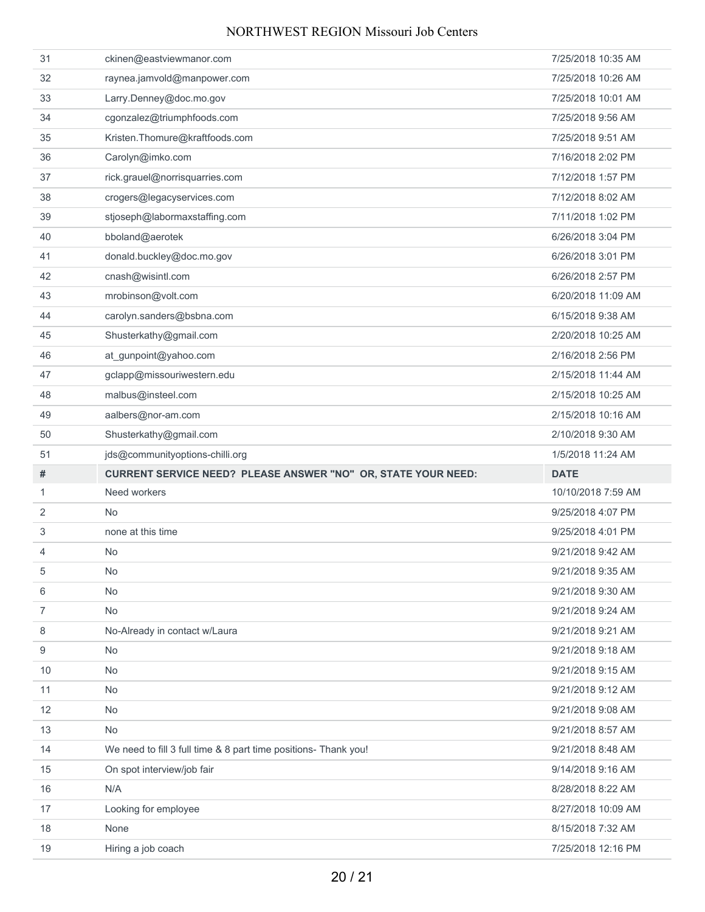| # | | DATE |
|---|---|---|
| 31 | ckinen@eastviewmanor.com | 7/25/2018 10:35 AM |
| 32 | raynea.jamvold@manpower.com | 7/25/2018 10:26 AM |
| 33 | Larry.Denney@doc.mo.gov | 7/25/2018 10:01 AM |
| 34 | cgonzalez@triumphfoods.com | 7/25/2018 9:56 AM |
| 35 | Kristen.Thomure@kraftfoods.com | 7/25/2018 9:51 AM |
| 36 | Carolyn@imko.com | 7/16/2018 2:02 PM |
| 37 | rick.grauel@norrisquarries.com | 7/12/2018 1:57 PM |
| 38 | crogers@legacyservices.com | 7/12/2018 8:02 AM |
| 39 | stjoseph@labormaxstaffing.com | 7/11/2018 1:02 PM |
| 40 | bboland@aerotek | 6/26/2018 3:04 PM |
| 41 | donald.buckley@doc.mo.gov | 6/26/2018 3:01 PM |
| 42 | cnash@wisintl.com | 6/26/2018 2:57 PM |
| 43 | mrobinson@volt.com | 6/20/2018 11:09 AM |
| 44 | carolyn.sanders@bsbna.com | 6/15/2018 9:38 AM |
| 45 | Shusterkathy@gmail.com | 2/20/2018 10:25 AM |
| 46 | at_gunpoint@yahoo.com | 2/16/2018 2:56 PM |
| 47 | gclapp@missouriwestern.edu | 2/15/2018 11:44 AM |
| 48 | malbus@insteel.com | 2/15/2018 10:25 AM |
| 49 | aalbers@nor-am.com | 2/15/2018 10:16 AM |
| 50 | Shusterkathy@gmail.com | 2/10/2018 9:30 AM |
| 51 | jds@communityoptions-chilli.org | 1/5/2018 11:24 AM |

| # | CURRENT SERVICE NEED? PLEASE ANSWER "NO" OR, STATE YOUR NEED: | DATE |
|---|---|---|
| 1 | Need workers | 10/10/2018 7:59 AM |
| 2 | No | 9/25/2018 4:07 PM |
| 3 | none at this time | 9/25/2018 4:01 PM |
| 4 | No | 9/21/2018 9:42 AM |
| 5 | No | 9/21/2018 9:35 AM |
| 6 | No | 9/21/2018 9:30 AM |
| 7 | No | 9/21/2018 9:24 AM |
| 8 | No-Already in contact w/Laura | 9/21/2018 9:21 AM |
| 9 | No | 9/21/2018 9:18 AM |
| 10 | No | 9/21/2018 9:15 AM |
| 11 | No | 9/21/2018 9:12 AM |
| 12 | No | 9/21/2018 9:08 AM |
| 13 | No | 9/21/2018 8:57 AM |
| 14 | We need to fill 3 full time & 8 part time positions- Thank you! | 9/21/2018 8:48 AM |
| 15 | On spot interview/job fair | 9/14/2018 9:16 AM |
| 16 | N/A | 8/28/2018 8:22 AM |
| 17 | Looking for employee | 8/27/2018 10:09 AM |
| 18 | None | 8/15/2018 7:32 AM |
| 19 | Hiring a job coach | 7/25/2018 12:16 PM |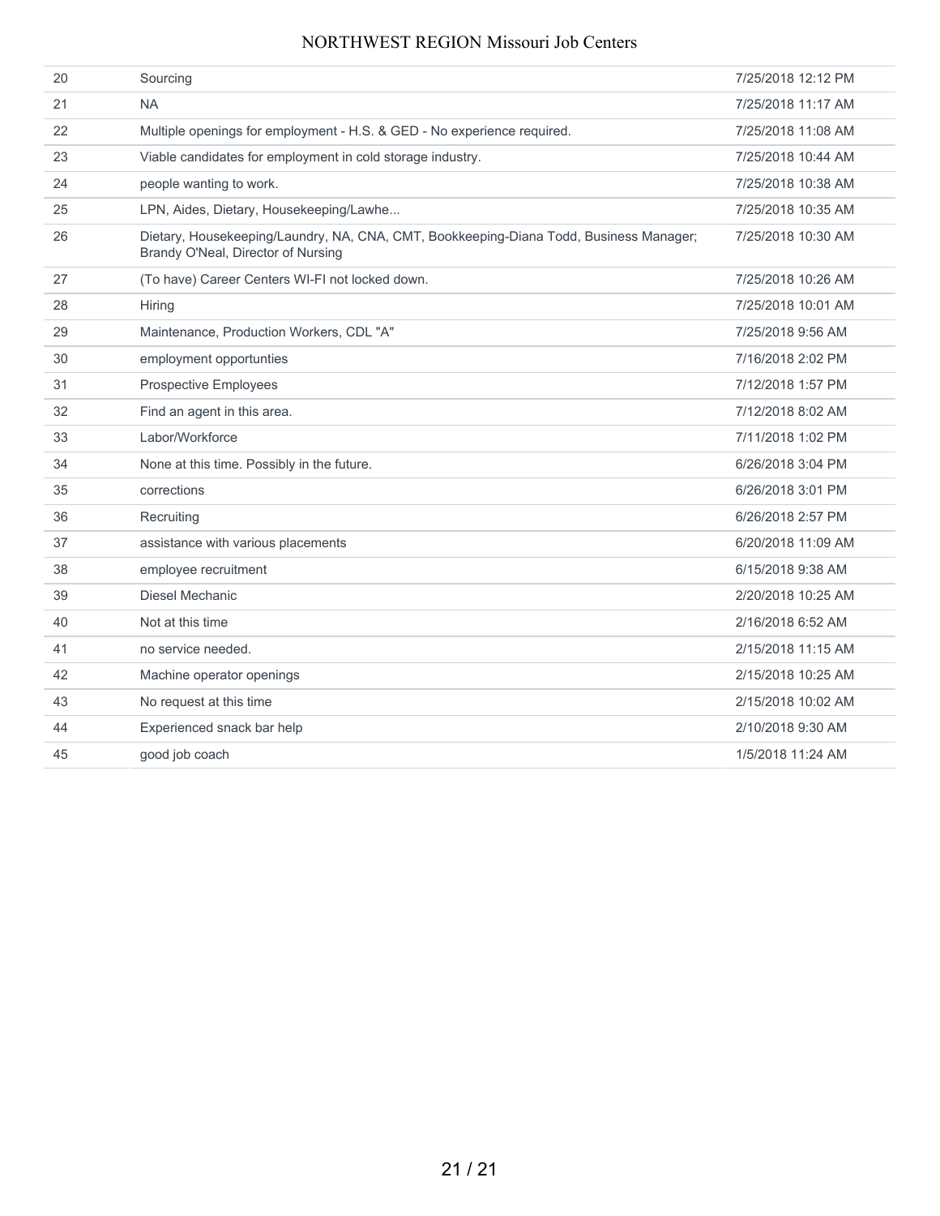| | | |
|---|---|---|
| 20 | Sourcing | 7/25/2018 12:12 PM |
| 21 | NA | 7/25/2018 11:17 AM |
| 22 | Multiple openings for employment - H.S. & GED - No experience required. | 7/25/2018 11:08 AM |
| 23 | Viable candidates for employment in cold storage industry. | 7/25/2018 10:44 AM |
| 24 | people wanting to work. | 7/25/2018 10:38 AM |
| 25 | LPN, Aides, Dietary, Housekeeping/Lawhe... | 7/25/2018 10:35 AM |
| 26 | Dietary, Housekeeping/Laundry, NA, CNA, CMT, Bookkeeping-Diana Todd, Business Manager; Brandy O'Neal, Director of Nursing | 7/25/2018 10:30 AM |
| 27 | (To have) Career Centers WI-FI not locked down. | 7/25/2018 10:26 AM |
| 28 | Hiring | 7/25/2018 10:01 AM |
| 29 | Maintenance, Production Workers, CDL "A" | 7/25/2018 9:56 AM |
| 30 | employment opportunties | 7/16/2018 2:02 PM |
| 31 | Prospective Employees | 7/12/2018 1:57 PM |
| 32 | Find an agent in this area. | 7/12/2018 8:02 AM |
| 33 | Labor/Workforce | 7/11/2018 1:02 PM |
| 34 | None at this time. Possibly in the future. | 6/26/2018 3:04 PM |
| 35 | corrections | 6/26/2018 3:01 PM |
| 36 | Recruiting | 6/26/2018 2:57 PM |
| 37 | assistance with various placements | 6/20/2018 11:09 AM |
| 38 | employee recruitment | 6/15/2018 9:38 AM |
| 39 | Diesel Mechanic | 2/20/2018 10:25 AM |
| 40 | Not at this time | 2/16/2018 6:52 AM |
| 41 | no service needed. | 2/15/2018 11:15 AM |
| 42 | Machine operator openings | 2/15/2018 10:25 AM |
| 43 | No request at this time | 2/15/2018 10:02 AM |
| 44 | Experienced snack bar help | 2/10/2018 9:30 AM |
| 45 | good job coach | 1/5/2018 11:24 AM |